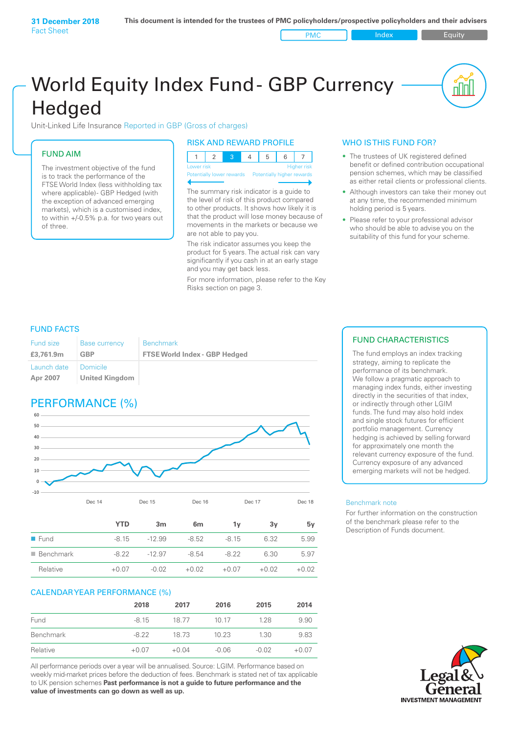**31 December 2018**
Fact Sheet

**This document is intended for the trustees of PMC policyholders/prospective policyholders and their advisers**

PMC | Index | Equity

# World Equity Index Fund - GBP Currency Hedged

Unit-Linked Life Insurance Reported in GBP (Gross of charges)

## FUND AIM

The investment objective of the fund is to track the performance of the FTSE World Index (less withholding tax where applicable)- GBP Hedged (with the exception of advanced emerging markets), which is a customised index, to within +/-0.5% p.a. for two years out of three.

## RISK AND REWARD PROFILE

| 1 | 2 | 3 | 4 | 5 | 6 | 7 |
|---|---|---|---|---|---|---|

Lower risk — Higher risk
Potentially lower rewards — Potentially higher rewards

The summary risk indicator is a guide to the level of risk of this product compared to other products. It shows how likely it is that the product will lose money because of movements in the markets or because we are not able to pay you.

The risk indicator assumes you keep the product for 5 years. The actual risk can vary significantly if you cash in at an early stage and you may get back less.

For more information, please refer to the Key Risks section on page 3.

## WHO IS THIS FUND FOR?

- The trustees of UK registered defined benefit or defined contribution occupational pension schemes, which may be classified as either retail clients or professional clients.
- Although investors can take their money out at any time, the recommended minimum holding period is 5 years.
- Please refer to your professional advisor who should be able to advise you on the suitability of this fund for your scheme.

## FUND FACTS

| Fund size | Base currency | Benchmark |
|---|---|---|
| **£3,761.9m** | **GBP** | **FTSE World Index - GBP Hedged** |
| Launch date | Domicile | |
| **Apr 2007** | **United Kingdom** | |

## FUND CHARACTERISTICS

The fund employs an index tracking strategy, aiming to replicate the performance of its benchmark.
We follow a pragmatic approach to managing index funds, either investing directly in the securities of that index, or indirectly through other LGIM funds. The fund may also hold index and single stock futures for efficient portfolio management. Currency hedging is achieved by selling forward for approximately one month the relevant currency exposure of the fund. Currency exposure of any advanced emerging markets will not be hedged.

Benchmark note

For further information on the construction of the benchmark please refer to the Description of Funds document.

## PERFORMANCE (%)

| | YTD | 3m | 6m | 1y | 3y | 5y |
|---|---|---|---|---|---|---|
| Fund | -8.15 | -12.99 | -8.52 | -8.15 | 6.32 | 5.99 |
| Benchmark | -8.22 | -12.97 | -8.54 | -8.22 | 6.30 | 5.97 |
| Relative | +0.07 | -0.02 | +0.02 | +0.07 | +0.02 | +0.02 |

## CALENDAR YEAR PERFORMANCE (%)

| | 2018 | 2017 | 2016 | 2015 | 2014 |
|---|---|---|---|---|---|
| Fund | -8.15 | 18.77 | 10.17 | 1.28 | 9.90 |
| Benchmark | -8.22 | 18.73 | 10.23 | 1.30 | 9.83 |
| Relative | +0.07 | +0.04 | -0.06 | -0.02 | +0.07 |

All performance periods over a year will be annualised. Source: LGIM. Performance based on weekly mid-market prices before the deduction of fees. Benchmark is stated net of tax applicable to UK pension schemes **Past performance is not a guide to future performance and the value of investments can go down as well as up.**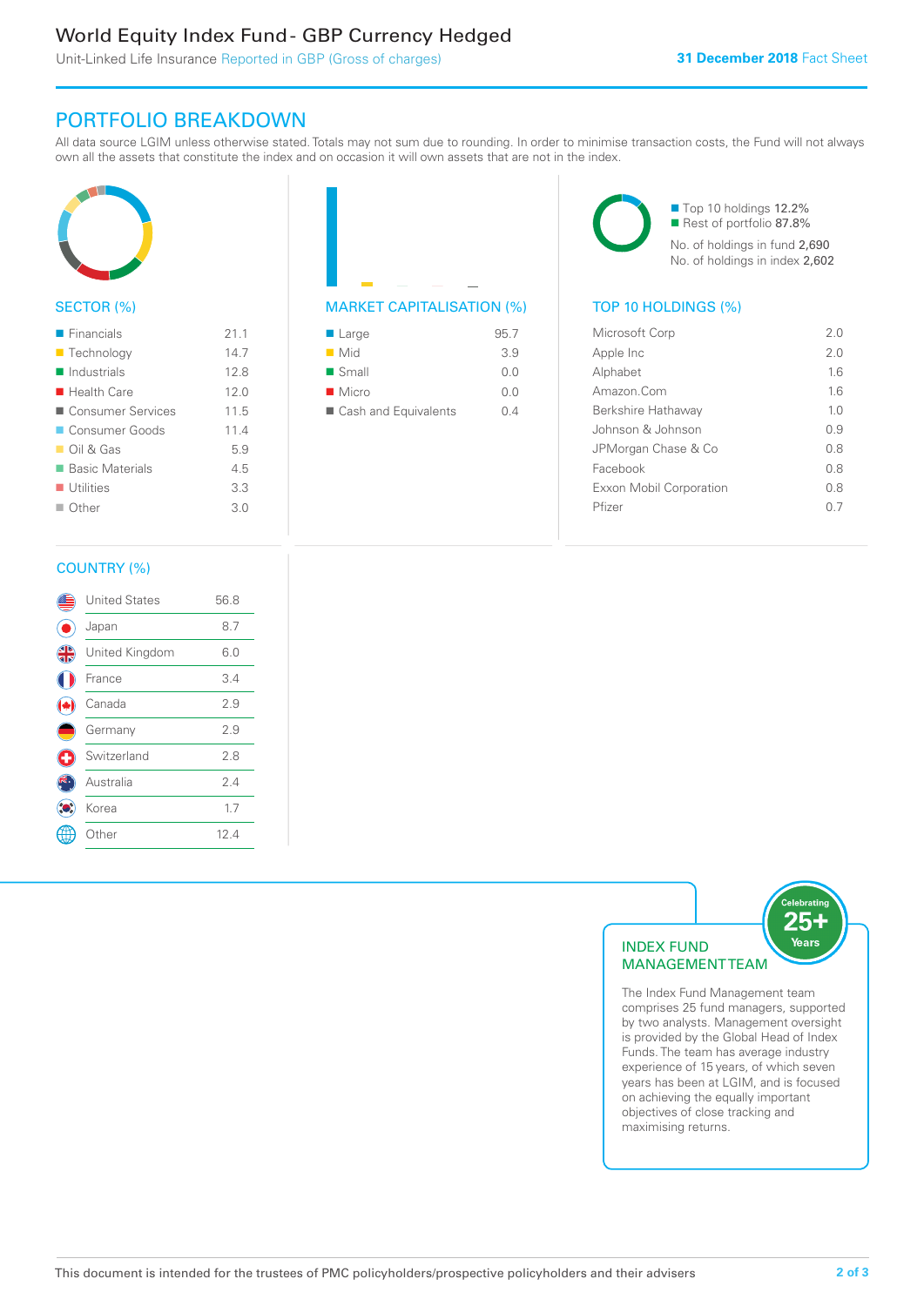# PORTFOLIO BREAKDOWN

All data source LGIM unless otherwise stated. Totals may not sum due to rounding. In order to minimise transaction costs, the Fund will not always own all the assets that constitute the index and on occasion it will own assets that are not in the index.

## SECTOR (%)

| Sector | % |
|---|---|
| Financials | 21.1 |
| Technology | 14.7 |
| Industrials | 12.8 |
| Health Care | 12.0 |
| Consumer Services | 11.5 |
| Consumer Goods | 11.4 |
| Oil & Gas | 5.9 |
| Basic Materials | 4.5 |
| Utilities | 3.3 |
| Other | 3.0 |

## MARKET CAPITALISATION (%)

| Market Capitalisation | % |
|---|---|
| Large | 95.7 |
| Mid | 3.9 |
| Small | 0.0 |
| Micro | 0.0 |
| Cash and Equivalents | 0.4 |

Top 10 holdings 12.2%
Rest of portfolio 87.8%
No. of holdings in fund 2,690
No. of holdings in index 2,602

## TOP 10 HOLDINGS (%)

| Holding | % |
|---|---|
| Microsoft Corp | 2.0 |
| Apple Inc | 2.0 |
| Alphabet | 1.6 |
| Amazon.Com | 1.6 |
| Berkshire Hathaway | 1.0 |
| Johnson & Johnson | 0.9 |
| JPMorgan Chase & Co | 0.8 |
| Facebook | 0.8 |
| Exxon Mobil Corporation | 0.8 |
| Pfizer | 0.7 |

## COUNTRY (%)

| Country | % |
|---|---|
| United States | 56.8 |
| Japan | 8.7 |
| United Kingdom | 6.0 |
| France | 3.4 |
| Canada | 2.9 |
| Germany | 2.9 |
| Switzerland | 2.8 |
| Australia | 2.4 |
| Korea | 1.7 |
| Other | 12.4 |

## INDEX FUND MANAGEMENT TEAM

Celebrating 25+ Years

The Index Fund Management team comprises 25 fund managers, supported by two analysts. Management oversight is provided by the Global Head of Index Funds. The team has average industry experience of 15 years, of which seven years has been at LGIM, and is focused on achieving the equally important objectives of close tracking and maximising returns.

This document is intended for the trustees of PMC policyholders/prospective policyholders and their advisers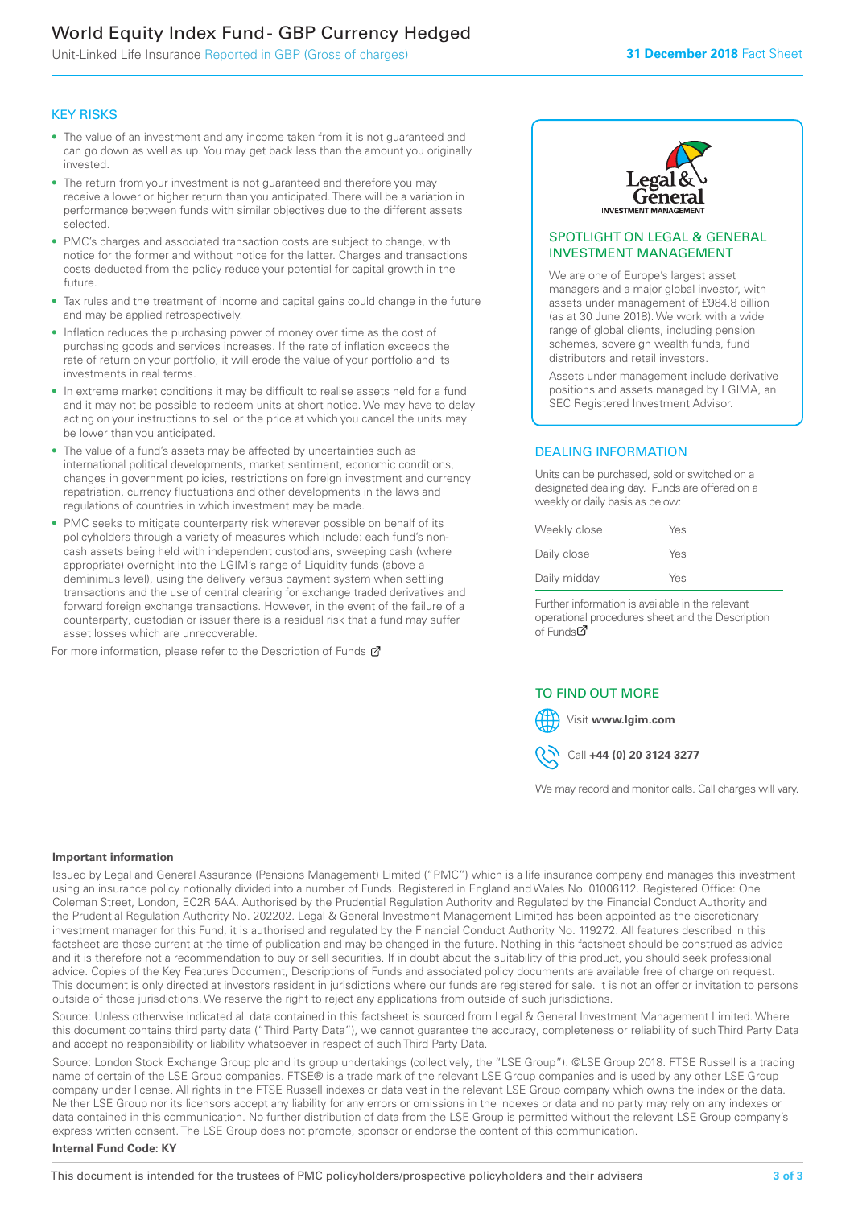## KEY RISKS

- The value of an investment and any income taken from it is not guaranteed and can go down as well as up. You may get back less than the amount you originally invested.
- The return from your investment is not guaranteed and therefore you may receive a lower or higher return than you anticipated. There will be a variation in performance between funds with similar objectives due to the different assets selected.
- PMC's charges and associated transaction costs are subject to change, with notice for the former and without notice for the latter. Charges and transactions costs deducted from the policy reduce your potential for capital growth in the future.
- Tax rules and the treatment of income and capital gains could change in the future and may be applied retrospectively.
- Inflation reduces the purchasing power of money over time as the cost of purchasing goods and services increases. If the rate of inflation exceeds the rate of return on your portfolio, it will erode the value of your portfolio and its investments in real terms.
- In extreme market conditions it may be difficult to realise assets held for a fund and it may not be possible to redeem units at short notice. We may have to delay acting on your instructions to sell or the price at which you cancel the units may be lower than you anticipated.
- The value of a fund's assets may be affected by uncertainties such as international political developments, market sentiment, economic conditions, changes in government policies, restrictions on foreign investment and currency repatriation, currency fluctuations and other developments in the laws and regulations of countries in which investment may be made.
- PMC seeks to mitigate counterparty risk wherever possible on behalf of its policyholders through a variety of measures which include: each fund's non-cash assets being held with independent custodians, sweeping cash (where appropriate) overnight into the LGIM's range of Liquidity funds (above a deminimus level), using the delivery versus payment system when settling transactions and the use of central clearing for exchange traded derivatives and forward foreign exchange transactions. However, in the event of the failure of a counterparty, custodian or issuer there is a residual risk that a fund may suffer asset losses which are unrecoverable.

For more information, please refer to the Description of Funds

## SPOTLIGHT ON LEGAL & GENERAL INVESTMENT MANAGEMENT

We are one of Europe's largest asset managers and a major global investor, with assets under management of £984.8 billion (as at 30 June 2018). We work with a wide range of global clients, including pension schemes, sovereign wealth funds, fund distributors and retail investors.

Assets under management include derivative positions and assets managed by LGIMA, an SEC Registered Investment Advisor.

## DEALING INFORMATION

Units can be purchased, sold or switched on a designated dealing day. Funds are offered on a weekly or daily basis as below:

| | |
|---|---|
| Weekly close | Yes |
| Daily close | Yes |
| Daily midday | Yes |

Further information is available in the relevant operational procedures sheet and the Description of Funds

## TO FIND OUT MORE

Visit **www.lgim.com**

Call **+44 (0) 20 3124 3277**

We may record and monitor calls. Call charges will vary.

**Important information**

Issued by Legal and General Assurance (Pensions Management) Limited ("PMC") which is a life insurance company and manages this investment using an insurance policy notionally divided into a number of Funds. Registered in England and Wales No. 01006112. Registered Office: One Coleman Street, London, EC2R 5AA. Authorised by the Prudential Regulation Authority and Regulated by the Financial Conduct Authority and the Prudential Regulation Authority No. 202202. Legal & General Investment Management Limited has been appointed as the discretionary investment manager for this Fund, it is authorised and regulated by the Financial Conduct Authority No. 119272. All features described in this factsheet are those current at the time of publication and may be changed in the future. Nothing in this factsheet should be construed as advice and it is therefore not a recommendation to buy or sell securities. If in doubt about the suitability of this product, you should seek professional advice. Copies of the Key Features Document, Descriptions of Funds and associated policy documents are available free of charge on request. This document is only directed at investors resident in jurisdictions where our funds are registered for sale. It is not an offer or invitation to persons outside of those jurisdictions. We reserve the right to reject any applications from outside of such jurisdictions.

Source: Unless otherwise indicated all data contained in this factsheet is sourced from Legal & General Investment Management Limited. Where this document contains third party data ("Third Party Data"), we cannot guarantee the accuracy, completeness or reliability of such Third Party Data and accept no responsibility or liability whatsoever in respect of such Third Party Data.

Source: London Stock Exchange Group plc and its group undertakings (collectively, the "LSE Group"). ©LSE Group 2018. FTSE Russell is a trading name of certain of the LSE Group companies. FTSE® is a trade mark of the relevant LSE Group companies and is used by any other LSE Group company under license. All rights in the FTSE Russell indexes or data vest in the relevant LSE Group company which owns the index or the data. Neither LSE Group nor its licensors accept any liability for any errors or omissions in the indexes or data and no party may rely on any indexes or data contained in this communication. No further distribution of data from the LSE Group is permitted without the relevant LSE Group company's express written consent. The LSE Group does not promote, sponsor or endorse the content of this communication.

**Internal Fund Code: KY**

This document is intended for the trustees of PMC policyholders/prospective policyholders and their advisers